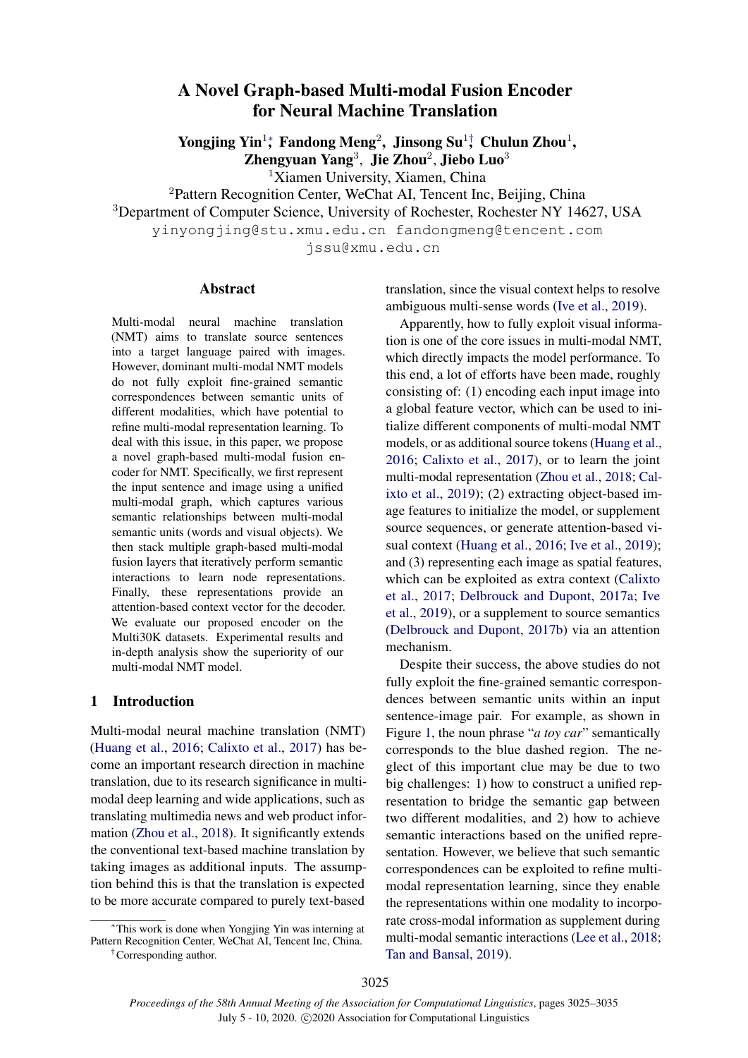# A Novel Graph-based Multi-modal Fusion Encoder for Neural Machine Translation

**Yongjing Yin**[1]*, **Fandong Meng**[2], **Jinsong Su**[1]†, **Chulun Zhou**[1], **Zhengyuan Yang**[3], **Jie Zhou**[2], **Jiebo Luo**[3]

[1]Xiamen University, Xiamen, China

[2]Pattern Recognition Center, WeChat AI, Tencent Inc, Beijing, China

[3]Department of Computer Science, University of Rochester, Rochester NY 14627, USA

yinyongjing@stu.xmu.edu.cn fandongmeng@tencent.com jssu@xmu.edu.cn

## Abstract

Multi-modal neural machine translation (NMT) aims to translate source sentences into a target language paired with images. However, dominant multi-modal NMT models do not fully exploit fine-grained semantic correspondences between semantic units of different modalities, which have potential to refine multi-modal representation learning. To deal with this issue, in this paper, we propose a novel graph-based multi-modal fusion encoder for NMT. Specifically, we first represent the input sentence and image using a unified multi-modal graph, which captures various semantic relationships between multi-modal semantic units (words and visual objects). We then stack multiple graph-based multi-modal fusion layers that iteratively perform semantic interactions to learn node representations. Finally, these representations provide an attention-based context vector for the decoder. We evaluate our proposed encoder on the Multi30K datasets. Experimental results and in-depth analysis show the superiority of our multi-modal NMT model.

## 1 Introduction

Multi-modal neural machine translation (NMT) (Huang et al., 2016; Calixto et al., 2017) has become an important research direction in machine translation, due to its research significance in multi-modal deep learning and wide applications, such as translating multimedia news and web product information (Zhou et al., 2018). It significantly extends the conventional text-based machine translation by taking images as additional inputs. The assumption behind this is that the translation is expected to be more accurate compared to purely text-based translation, since the visual context helps to resolve ambiguous multi-sense words (Ive et al., 2019).

Apparently, how to fully exploit visual information is one of the core issues in multi-modal NMT, which directly impacts the model performance. To this end, a lot of efforts have been made, roughly consisting of: (1) encoding each input image into a global feature vector, which can be used to initialize different components of multi-modal NMT models, or as additional source tokens (Huang et al., 2016; Calixto et al., 2017), or to learn the joint multi-modal representation (Zhou et al., 2018; Calixto et al., 2019); (2) extracting object-based image features to initialize the model, or supplement source sequences, or generate attention-based visual context (Huang et al., 2016; Ive et al., 2019); and (3) representing each image as spatial features, which can be exploited as extra context (Calixto et al., 2017; Delbrouck and Dupont, 2017a; Ive et al., 2019), or a supplement to source semantics (Delbrouck and Dupont, 2017b) via an attention mechanism.

Despite their success, the above studies do not fully exploit the fine-grained semantic correspondences between semantic units within an input sentence-image pair. For example, as shown in Figure 1, the noun phrase "*a toy car*" semantically corresponds to the blue dashed region. The neglect of this important clue may be due to two big challenges: 1) how to construct a unified representation to bridge the semantic gap between two different modalities, and 2) how to achieve semantic interactions based on the unified representation. However, we believe that such semantic correspondences can be exploited to refine multi-modal representation learning, since they enable the representations within one modality to incorporate cross-modal information as supplement during multi-modal semantic interactions (Lee et al., 2018; Tan and Bansal, 2019).

*This work is done when Yongjing Yin was interning at Pattern Recognition Center, WeChat AI, Tencent Inc, China.

†Corresponding author.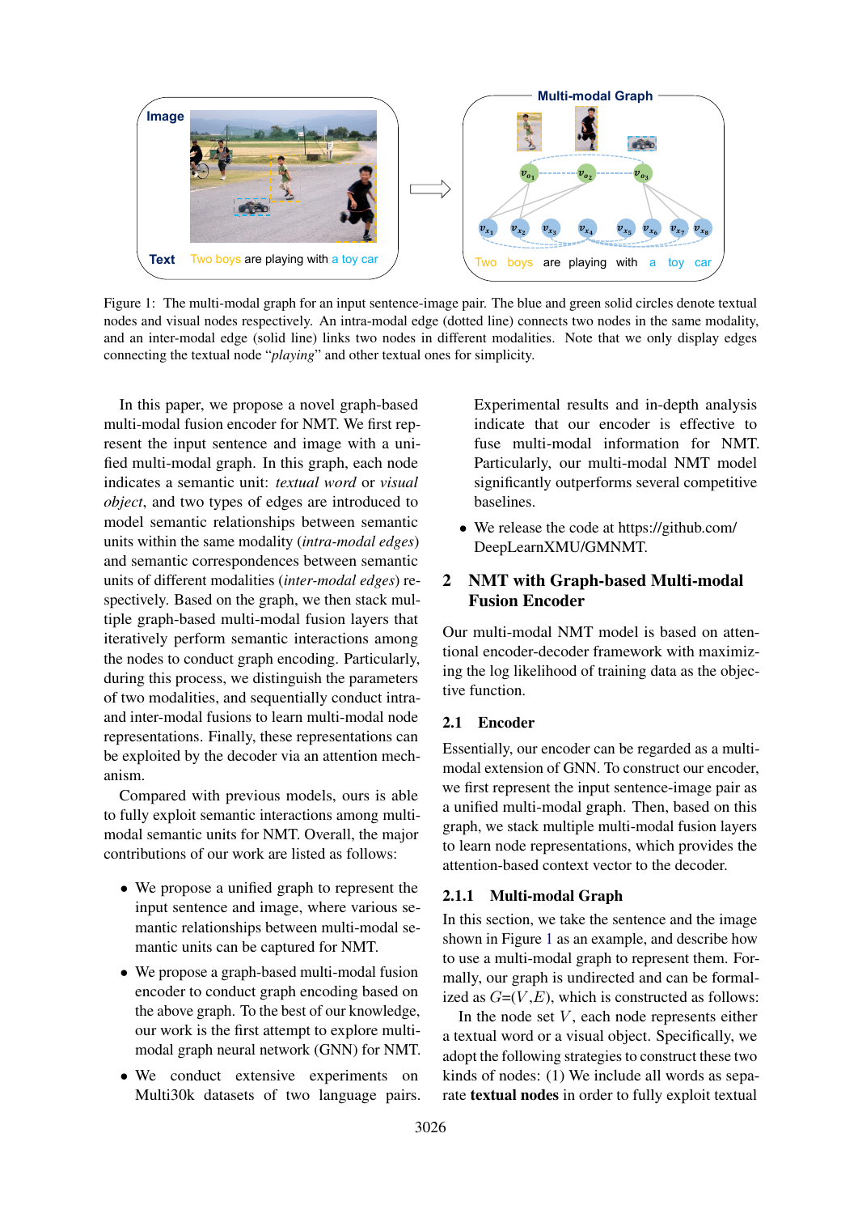Figure 1: The multi-modal graph for an input sentence-image pair. The blue and green solid circles denote textual nodes and visual nodes respectively. An intra-modal edge (dotted line) connects two nodes in the same modality, and an inter-modal edge (solid line) links two nodes in different modalities. Note that we only display edges connecting the textual node "*playing*" and other textual ones for simplicity.

In this paper, we propose a novel graph-based multi-modal fusion encoder for NMT. We first represent the input sentence and image with a unified multi-modal graph. In this graph, each node indicates a semantic unit: *textual word* or *visual object*, and two types of edges are introduced to model semantic relationships between semantic units within the same modality (*intra-modal edges*) and semantic correspondences between semantic units of different modalities (*inter-modal edges*) respectively. Based on the graph, we then stack multiple graph-based multi-modal fusion layers that iteratively perform semantic interactions among the nodes to conduct graph encoding. Particularly, during this process, we distinguish the parameters of two modalities, and sequentially conduct intra- and inter-modal fusions to learn multi-modal node representations. Finally, these representations can be exploited by the decoder via an attention mechanism.

Compared with previous models, ours is able to fully exploit semantic interactions among multi-modal semantic units for NMT. Overall, the major contributions of our work are listed as follows:

- We propose a unified graph to represent the input sentence and image, where various semantic relationships between multi-modal semantic units can be captured for NMT.
- We propose a graph-based multi-modal fusion encoder to conduct graph encoding based on the above graph. To the best of our knowledge, our work is the first attempt to explore multi-modal graph neural network (GNN) for NMT.
- We conduct extensive experiments on Multi30k datasets of two language pairs. Experimental results and in-depth analysis indicate that our encoder is effective to fuse multi-modal information for NMT. Particularly, our multi-modal NMT model significantly outperforms several competitive baselines.
- We release the code at https://github.com/DeepLearnXMU/GMNMT.

## 2 NMT with Graph-based Multi-modal Fusion Encoder

Our multi-modal NMT model is based on attentional encoder-decoder framework with maximizing the log likelihood of training data as the objective function.

### 2.1 Encoder

Essentially, our encoder can be regarded as a multi-modal extension of GNN. To construct our encoder, we first represent the input sentence-image pair as a unified multi-modal graph. Then, based on this graph, we stack multiple multi-modal fusion layers to learn node representations, which provides the attention-based context vector to the decoder.

#### 2.1.1 Multi-modal Graph

In this section, we take the sentence and the image shown in Figure 1 as an example, and describe how to use a multi-modal graph to represent them. Formally, our graph is undirected and can be formalized as $G$=($V$,$E$), which is constructed as follows:

In the node set $V$, each node represents either a textual word or a visual object. Specifically, we adopt the following strategies to construct these two kinds of nodes: (1) We include all words as separate **textual nodes** in order to fully exploit textual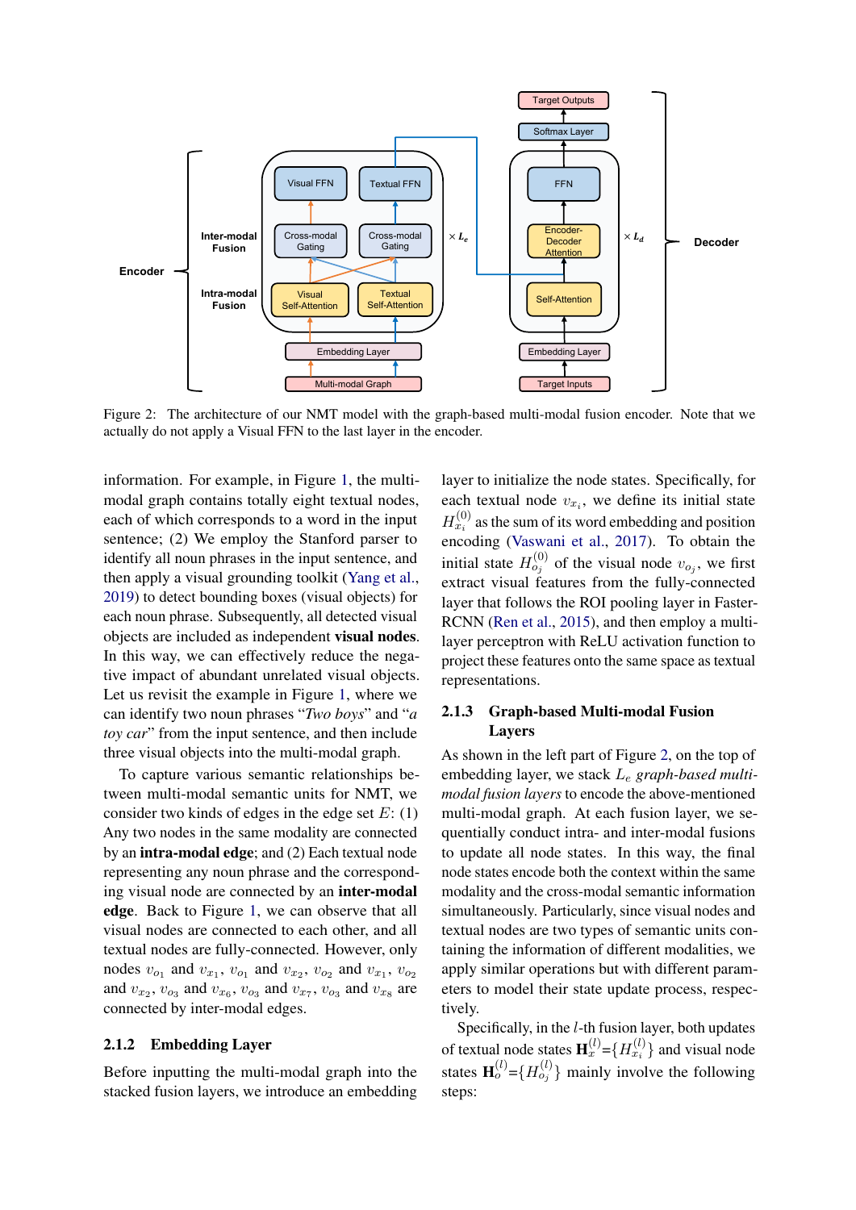Figure 2: The architecture of our NMT model with the graph-based multi-modal fusion encoder. Note that we actually do not apply a Visual FFN to the last layer in the encoder.

information. For example, in Figure 1, the multi-modal graph contains totally eight textual nodes, each of which corresponds to a word in the input sentence; (2) We employ the Stanford parser to identify all noun phrases in the input sentence, and then apply a visual grounding toolkit (Yang et al., 2019) to detect bounding boxes (visual objects) for each noun phrase. Subsequently, all detected visual objects are included as independent **visual nodes**. In this way, we can effectively reduce the negative impact of abundant unrelated visual objects. Let us revisit the example in Figure 1, where we can identify two noun phrases "*Two boys*" and "*a toy car*" from the input sentence, and then include three visual objects into the multi-modal graph.

To capture various semantic relationships between multi-modal semantic units for NMT, we consider two kinds of edges in the edge set $E$: (1) Any two nodes in the same modality are connected by an **intra-modal edge**; and (2) Each textual node representing any noun phrase and the corresponding visual node are connected by an **inter-modal edge**. Back to Figure 1, we can observe that all visual nodes are connected to each other, and all textual nodes are fully-connected. However, only nodes $v_{o_1}$ and $v_{x_1}$, $v_{o_1}$ and $v_{x_2}$, $v_{o_2}$ and $v_{x_1}$, $v_{o_2}$ and $v_{x_2}$, $v_{o_3}$ and $v_{x_6}$, $v_{o_3}$ and $v_{x_7}$, $v_{o_3}$ and $v_{x_8}$ are connected by inter-modal edges.

### 2.1.2 Embedding Layer

Before inputting the multi-modal graph into the stacked fusion layers, we introduce an embedding layer to initialize the node states. Specifically, for each textual node $v_{x_i}$, we define its initial state $H^{(0)}_{x_i}$ as the sum of its word embedding and position encoding (Vaswani et al., 2017). To obtain the initial state $H^{(0)}_{o_j}$ of the visual node $v_{o_j}$, we first extract visual features from the fully-connected layer that follows the ROI pooling layer in Faster-RCNN (Ren et al., 2015), and then employ a multi-layer perceptron with ReLU activation function to project these features onto the same space as textual representations.

### 2.1.3 Graph-based Multi-modal Fusion Layers

As shown in the left part of Figure 2, on the top of embedding layer, we stack $L_e$ *graph-based multi-modal fusion layers* to encode the above-mentioned multi-modal graph. At each fusion layer, we sequentially conduct intra- and inter-modal fusions to update all node states. In this way, the final node states encode both the context within the same modality and the cross-modal semantic information simultaneously. Particularly, since visual nodes and textual nodes are two types of semantic units containing the information of different modalities, we apply similar operations but with different parameters to model their state update process, respectively.

Specifically, in the $l$-th fusion layer, both updates of textual node states $\mathbf{H}^{(l)}_x$=$\{H^{(l)}_{x_i}\}$ and visual node states $\mathbf{H}^{(l)}_o$=$\{H^{(l)}_{o_j}\}$ mainly involve the following steps: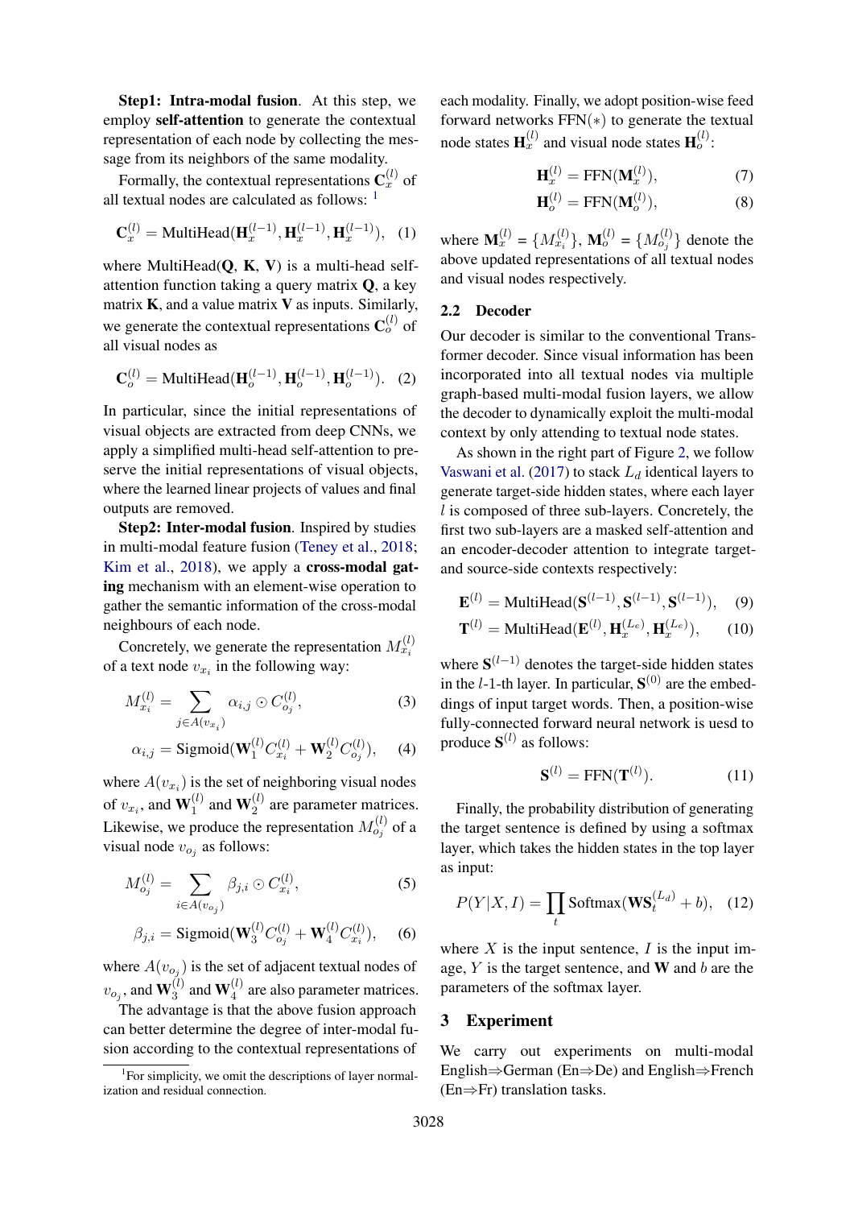**Step1: Intra-modal fusion**. At this step, we employ **self-attention** to generate the contextual representation of each node by collecting the message from its neighbors of the same modality.

Formally, the contextual representations $\mathbf{C}_x^{(l)}$ of all textual nodes are calculated as follows: [1]

$$\mathbf{C}_x^{(l)} = \text{MultiHead}(\mathbf{H}_x^{(l-1)}, \mathbf{H}_x^{(l-1)}, \mathbf{H}_x^{(l-1)}), \quad (1)$$

where MultiHead($\mathbf{Q}$, $\mathbf{K}$, $\mathbf{V}$) is a multi-head self-attention function taking a query matrix $\mathbf{Q}$, a key matrix $\mathbf{K}$, and a value matrix $\mathbf{V}$ as inputs. Similarly, we generate the contextual representations $\mathbf{C}_o^{(l)}$ of all visual nodes as

$$\mathbf{C}_o^{(l)} = \text{MultiHead}(\mathbf{H}_o^{(l-1)}, \mathbf{H}_o^{(l-1)}, \mathbf{H}_o^{(l-1)}). \quad (2)$$

In particular, since the initial representations of visual objects are extracted from deep CNNs, we apply a simplified multi-head self-attention to preserve the initial representations of visual objects, where the learned linear projects of values and final outputs are removed.

**Step2: Inter-modal fusion**. Inspired by studies in multi-modal feature fusion (Teney et al., 2018; Kim et al., 2018), we apply a **cross-modal gating** mechanism with an element-wise operation to gather the semantic information of the cross-modal neighbours of each node.

Concretely, we generate the representation $M_{x_i}^{(l)}$ of a text node $v_{x_i}$ in the following way:

$$M_{x_i}^{(l)} = \sum_{j \in A(v_{x_i})} \alpha_{i,j} \odot C_{o_j}^{(l)}, \quad (3)$$

$$\alpha_{i,j} = \text{Sigmoid}(\mathbf{W}_1^{(l)} C_{x_i}^{(l)} + \mathbf{W}_2^{(l)} C_{o_j}^{(l)}), \quad (4)$$

where $A(v_{x_i})$ is the set of neighboring visual nodes of $v_{x_i}$, and $\mathbf{W}_1^{(l)}$ and $\mathbf{W}_2^{(l)}$ are parameter matrices. Likewise, we produce the representation $M_{o_j}^{(l)}$ of a visual node $v_{o_j}$ as follows:

$$M_{o_j}^{(l)} = \sum_{i \in A(v_{o_j})} \beta_{j,i} \odot C_{x_i}^{(l)}, \quad (5)$$

$$\beta_{j,i} = \text{Sigmoid}(\mathbf{W}_3^{(l)} C_{o_j}^{(l)} + \mathbf{W}_4^{(l)} C_{x_i}^{(l)}), \quad (6)$$

where $A(v_{o_j})$ is the set of adjacent textual nodes of $v_{o_j}$, and $\mathbf{W}_3^{(l)}$ and $\mathbf{W}_4^{(l)}$ are also parameter matrices.

The advantage is that the above fusion approach can better determine the degree of inter-modal fusion according to the contextual representations of each modality. Finally, we adopt position-wise feed forward networks FFN($*$) to generate the textual node states $\mathbf{H}_x^{(l)}$ and visual node states $\mathbf{H}_o^{(l)}$:

$$\mathbf{H}_x^{(l)} = \text{FFN}(\mathbf{M}_x^{(l)}), \quad (7)$$

$$\mathbf{H}_o^{(l)} = \text{FFN}(\mathbf{M}_o^{(l)}), \quad (8)$$

where $\mathbf{M}_x^{(l)} = \{M_{x_i}^{(l)}\}$, $\mathbf{M}_o^{(l)} = \{M_{o_j}^{(l)}\}$ denote the above updated representations of all textual nodes and visual nodes respectively.

[1] For simplicity, we omit the descriptions of layer normalization and residual connection.

## 2.2 Decoder

Our decoder is similar to the conventional Transformer decoder. Since visual information has been incorporated into all textual nodes via multiple graph-based multi-modal fusion layers, we allow the decoder to dynamically exploit the multi-modal context by only attending to textual node states.

As shown in the right part of Figure 2, we follow Vaswani et al. (2017) to stack $L_d$ identical layers to generate target-side hidden states, where each layer $l$ is composed of three sub-layers. Concretely, the first two sub-layers are a masked self-attention and an encoder-decoder attention to integrate target- and source-side contexts respectively:

$$\mathbf{E}^{(l)} = \text{MultiHead}(\mathbf{S}^{(l-1)}, \mathbf{S}^{(l-1)}, \mathbf{S}^{(l-1)}), \quad (9)$$

$$\mathbf{T}^{(l)} = \text{MultiHead}(\mathbf{E}^{(l)}, \mathbf{H}_x^{(L_e)}, \mathbf{H}_x^{(L_e)}), \quad (10)$$

where $\mathbf{S}^{(l-1)}$ denotes the target-side hidden states in the $l$-1-th layer. In particular, $\mathbf{S}^{(0)}$ are the embeddings of input target words. Then, a position-wise fully-connected forward neural network is uesd to produce $\mathbf{S}^{(l)}$ as follows:

$$\mathbf{S}^{(l)} = \text{FFN}(\mathbf{T}^{(l)}). \quad (11)$$

Finally, the probability distribution of generating the target sentence is defined by using a softmax layer, which takes the hidden states in the top layer as input:

$$P(Y|X, I) = \prod_t \text{Softmax}(\mathbf{W}\mathbf{S}_t^{(L_d)} + b), \quad (12)$$

where $X$ is the input sentence, $I$ is the input image, $Y$ is the target sentence, and $\mathbf{W}$ and $b$ are the parameters of the softmax layer.

# 3 Experiment

We carry out experiments on multi-modal English⇒German (En⇒De) and English⇒French (En⇒Fr) translation tasks.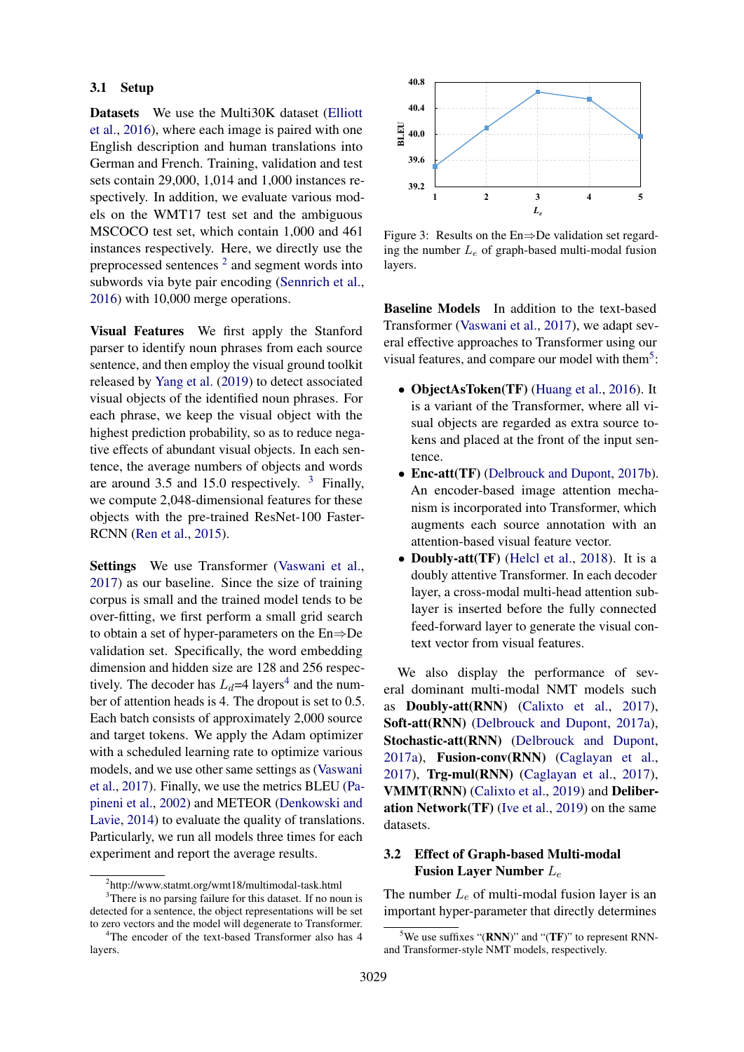### 3.1 Setup

**Datasets** We use the Multi30K dataset (Elliott et al., 2016), where each image is paired with one English description and human translations into German and French. Training, validation and test sets contain 29,000, 1,014 and 1,000 instances respectively. In addition, we evaluate various models on the WMT17 test set and the ambiguous MSCOCO test set, which contain 1,000 and 461 instances respectively. Here, we directly use the preprocessed sentences [2] and segment words into subwords via byte pair encoding (Sennrich et al., 2016) with 10,000 merge operations.

**Visual Features** We first apply the Stanford parser to identify noun phrases from each source sentence, and then employ the visual ground toolkit released by Yang et al. (2019) to detect associated visual objects of the identified noun phrases. For each phrase, we keep the visual object with the highest prediction probability, so as to reduce negative effects of abundant visual objects. In each sentence, the average numbers of objects and words are around 3.5 and 15.0 respectively. [3] Finally, we compute 2,048-dimensional features for these objects with the pre-trained ResNet-100 Faster-RCNN (Ren et al., 2015).

**Settings** We use Transformer (Vaswani et al., 2017) as our baseline. Since the size of training corpus is small and the trained model tends to be over-fitting, we first perform a small grid search to obtain a set of hyper-parameters on the En⇒De validation set. Specifically, the word embedding dimension and hidden size are 128 and 256 respectively. The decoder has $L_d$=4 layers[4] and the number of attention heads is 4. The dropout is set to 0.5. Each batch consists of approximately 2,000 source and target tokens. We apply the Adam optimizer with a scheduled learning rate to optimize various models, and we use other same settings as (Vaswani et al., 2017). Finally, we use the metrics BLEU (Papineni et al., 2002) and METEOR (Denkowski and Lavie, 2014) to evaluate the quality of translations. Particularly, we run all models three times for each experiment and report the average results.

Figure 3: Results on the En⇒De validation set regarding the number $L_e$ of graph-based multi-modal fusion layers.

**Baseline Models** In addition to the text-based Transformer (Vaswani et al., 2017), we adapt several effective approaches to Transformer using our visual features, and compare our model with them[5]:

- **ObjectAsToken(TF)** (Huang et al., 2016). It is a variant of the Transformer, where all visual objects are regarded as extra source tokens and placed at the front of the input sentence.
- **Enc-att(TF)** (Delbrouck and Dupont, 2017b). An encoder-based image attention mechanism is incorporated into Transformer, which augments each source annotation with an attention-based visual feature vector.
- **Doubly-att(TF)** (Helcl et al., 2018). It is a doubly attentive Transformer. In each decoder layer, a cross-modal multi-head attention sublayer is inserted before the fully connected feed-forward layer to generate the visual context vector from visual features.

We also display the performance of several dominant multi-modal NMT models such as **Doubly-att(RNN)** (Calixto et al., 2017), **Soft-att(RNN)** (Delbrouck and Dupont, 2017a), **Stochastic-att(RNN)** (Delbrouck and Dupont, 2017a), **Fusion-conv(RNN)** (Caglayan et al., 2017), **Trg-mul(RNN)** (Caglayan et al., 2017), **VMMT(RNN)** (Calixto et al., 2019) and **Deliberation Network(TF)** (Ive et al., 2019) on the same datasets.

### 3.2 Effect of Graph-based Multi-modal Fusion Layer Number $L_e$

The number $L_e$ of multi-modal fusion layer is an important hyper-parameter that directly determines

[2] http://www.statmt.org/wmt18/multimodal-task.html

[3] There is no parsing failure for this dataset. If no noun is detected for a sentence, the object representations will be set to zero vectors and the model will degenerate to Transformer.

[4] The encoder of the text-based Transformer also has 4 layers.

[5] We use suffixes "(**RNN**)" and "(**TF**)" to represent RNN- and Transformer-style NMT models, respectively.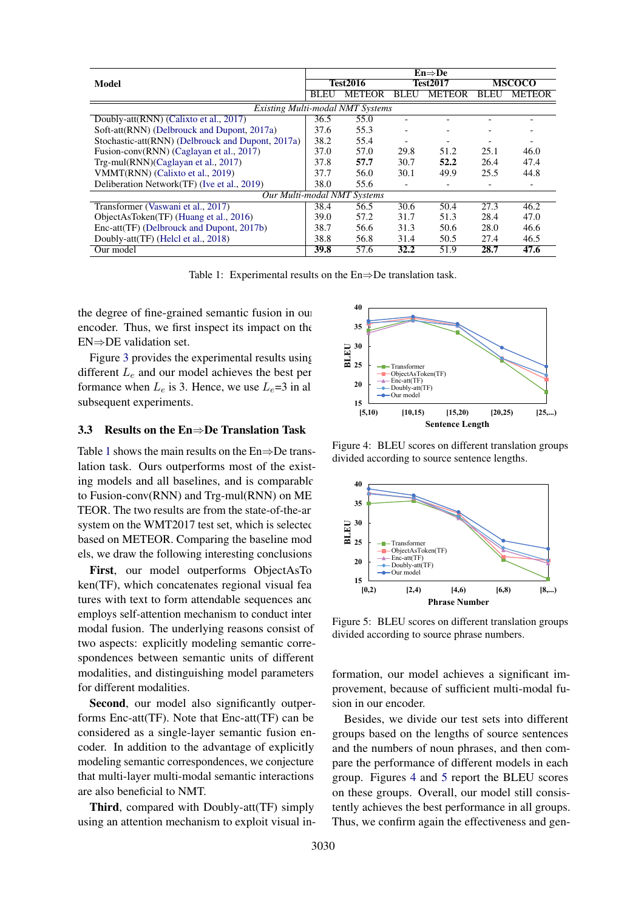| Model | En⇒De | | | | | |
|---|---|---|---|---|---|---|
| | Test2016 | | Test2017 | | MSCOCO | |
| | BLEU | METEOR | BLEU | METEOR | BLEU | METEOR |
| *Existing Multi-modal NMT Systems* | | | | | | |
| Doubly-att(RNN) (Calixto et al., 2017) | 36.5 | 55.0 | - | - | - | - |
| Soft-att(RNN) (Delbrouck and Dupont, 2017a) | 37.6 | 55.3 | - | - | - | - |
| Stochastic-att(RNN) (Delbrouck and Dupont, 2017a) | 38.2 | 55.4 | - | - | - | - |
| Fusion-conv(RNN) (Caglayan et al., 2017) | 37.0 | 57.0 | 29.8 | 51.2 | 25.1 | 46.0 |
| Trg-mul(RNN)(Caglayan et al., 2017) | 37.8 | **57.7** | 30.7 | **52.2** | 26.4 | 47.4 |
| VMMT(RNN) (Calixto et al., 2019) | 37.7 | 56.0 | 30.1 | 49.9 | 25.5 | 44.8 |
| Deliberation Network(TF) (Ive et al., 2019) | 38.0 | 55.6 | - | - | - | - |
| *Our Multi-modal NMT Systems* | | | | | | |
| Transformer (Vaswani et al., 2017) | 38.4 | 56.5 | 30.6 | 50.4 | 27.3 | 46.2 |
| ObjectAsToken(TF) (Huang et al., 2016) | 39.0 | 57.2 | 31.7 | 51.3 | 28.4 | 47.0 |
| Enc-att(TF) (Delbrouck and Dupont, 2017b) | 38.7 | 56.6 | 31.3 | 50.6 | 28.0 | 46.6 |
| Doubly-att(TF) (Helcl et al., 2018) | 38.8 | 56.8 | 31.4 | 50.5 | 27.4 | 46.5 |
| Our model | **39.8** | 57.6 | **32.2** | 51.9 | **28.7** | **47.6** |

Table 1: Experimental results on the En⇒De translation task.

the degree of fine-grained semantic fusion in our encoder. Thus, we first inspect its impact on the EN⇒DE validation set.

Figure 3 provides the experimental results using different $L_e$ and our model achieves the best performance when $L_e$ is 3. Hence, we use $L_e$=3 in all subsequent experiments.

### 3.3 Results on the En⇒De Translation Task

Table 1 shows the main results on the En⇒De translation task. Ours outperforms most of the existing models and all baselines, and is comparable to Fusion-conv(RNN) and Trg-mul(RNN) on METEOR. The two results are from the state-of-the-art system on the WMT2017 test set, which is selected based on METEOR. Comparing the baseline models, we draw the following interesting conclusions:

**First**, our model outperforms ObjectAsToken(TF), which concatenates regional visual features with text to form attendable sequences and employs self-attention mechanism to conduct intermodal fusion. The underlying reasons consist of two aspects: explicitly modeling semantic correspondences between semantic units of different modalities, and distinguishing model parameters for different modalities.

**Second**, our model also significantly outperforms Enc-att(TF). Note that Enc-att(TF) can be considered as a single-layer semantic fusion encoder. In addition to the advantage of explicitly modeling semantic correspondences, we conjecture that multi-layer multi-modal semantic interactions are also beneficial to NMT.

**Third**, compared with Doubly-att(TF) simply using an attention mechanism to exploit visual information, our model achieves a significant improvement, because of sufficient multi-modal fusion in our encoder.

Figure 4: BLEU scores on different translation groups divided according to source sentence lengths.

Figure 5: BLEU scores on different translation groups divided according to source phrase numbers.

Besides, we divide our test sets into different groups based on the lengths of source sentences and the numbers of noun phrases, and then compare the performance of different models in each group. Figures 4 and 5 report the BLEU scores on these groups. Overall, our model still consistently achieves the best performance in all groups. Thus, we confirm again the effectiveness and gen-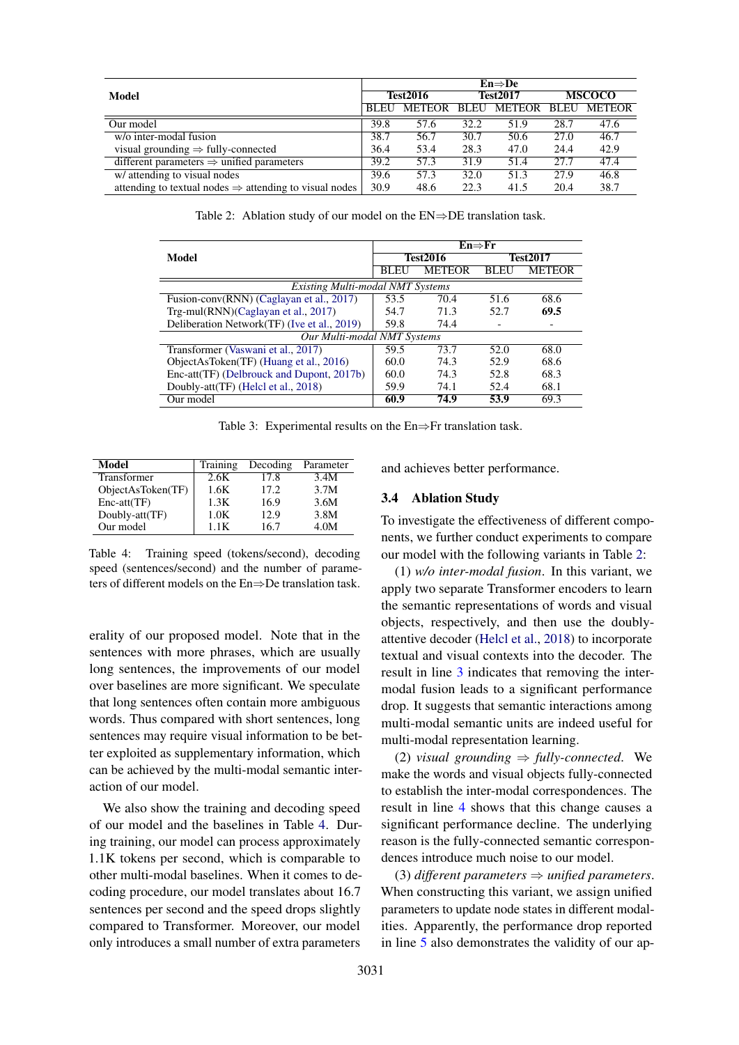| Model | En⇒De | | | | | |
|---|---|---|---|---|---|---|
| | Test2016 | | Test2017 | | MSCOCO | |
| | BLEU | METEOR | BLEU | METEOR | BLEU | METEOR |
| Our model | 39.8 | 57.6 | 32.2 | 51.9 | 28.7 | 47.6 |
| w/o inter-modal fusion | 38.7 | 56.7 | 30.7 | 50.6 | 27.0 | 46.7 |
| visual grounding ⇒ fully-connected | 36.4 | 53.4 | 28.3 | 47.0 | 24.4 | 42.9 |
| different parameters ⇒ unified parameters | 39.2 | 57.3 | 31.9 | 51.4 | 27.7 | 47.4 |
| w/ attending to visual nodes | 39.6 | 57.3 | 32.0 | 51.3 | 27.9 | 46.8 |
| attending to textual nodes ⇒ attending to visual nodes | 30.9 | 48.6 | 22.3 | 41.5 | 20.4 | 38.7 |

Table 2: Ablation study of our model on the EN⇒DE translation task.

| Model | En⇒Fr | | | |
|---|---|---|---|---|
| | Test2016 | | Test2017 | |
| | BLEU | METEOR | BLEU | METEOR |
| *Existing Multi-modal NMT Systems* | | | | |
| Fusion-conv(RNN) (Caglayan et al., 2017) | 53.5 | 70.4 | 51.6 | 68.6 |
| Trg-mul(RNN)(Caglayan et al., 2017) | 54.7 | 71.3 | 52.7 | **69.5** |
| Deliberation Network(TF) (Ive et al., 2019) | 59.8 | 74.4 | - | - |
| *Our Multi-modal NMT Systems* | | | | |
| Transformer (Vaswani et al., 2017) | 59.5 | 73.7 | 52.0 | 68.0 |
| ObjectAsToken(TF) (Huang et al., 2016) | 60.0 | 74.3 | 52.9 | 68.6 |
| Enc-att(TF) (Delbrouck and Dupont, 2017b) | 60.0 | 74.3 | 52.8 | 68.3 |
| Doubly-att(TF) (Helcl et al., 2018) | 59.9 | 74.1 | 52.4 | 68.1 |
| Our model | **60.9** | **74.9** | **53.9** | 69.3 |

Table 3: Experimental results on the En⇒Fr translation task.

| Model | Training | Decoding | Parameter |
|---|---|---|---|
| Transformer | 2.6K | 17.8 | 3.4M |
| ObjectAsToken(TF) | 1.6K | 17.2 | 3.7M |
| Enc-att(TF) | 1.3K | 16.9 | 3.6M |
| Doubly-att(TF) | 1.0K | 12.9 | 3.8M |
| Our model | 1.1K | 16.7 | 4.0M |

Table 4: Training speed (tokens/second), decoding speed (sentences/second) and the number of parameters of different models on the En⇒De translation task.

erality of our proposed model. Note that in the sentences with more phrases, which are usually long sentences, the improvements of our model over baselines are more significant. We speculate that long sentences often contain more ambiguous words. Thus compared with short sentences, long sentences may require visual information to be better exploited as supplementary information, which can be achieved by the multi-modal semantic interaction of our model.

We also show the training and decoding speed of our model and the baselines in Table 4. During training, our model can process approximately 1.1K tokens per second, which is comparable to other multi-modal baselines. When it comes to decoding procedure, our model translates about 16.7 sentences per second and the speed drops slightly compared to Transformer. Moreover, our model only introduces a small number of extra parameters and achieves better performance.

### 3.4 Ablation Study

To investigate the effectiveness of different components, we further conduct experiments to compare our model with the following variants in Table 2:

(1) *w/o inter-modal fusion*. In this variant, we apply two separate Transformer encoders to learn the semantic representations of words and visual objects, respectively, and then use the doubly-attentive decoder (Helcl et al., 2018) to incorporate textual and visual contexts into the decoder. The result in line 3 indicates that removing the inter-modal fusion leads to a significant performance drop. It suggests that semantic interactions among multi-modal semantic units are indeed useful for multi-modal representation learning.

(2) *visual grounding ⇒ fully-connected*. We make the words and visual objects fully-connected to establish the inter-modal correspondences. The result in line 4 shows that this change causes a significant performance decline. The underlying reason is the fully-connected semantic correspondences introduce much noise to our model.

(3) *different parameters ⇒ unified parameters*. When constructing this variant, we assign unified parameters to update node states in different modalities. Apparently, the performance drop reported in line 5 also demonstrates the validity of our ap-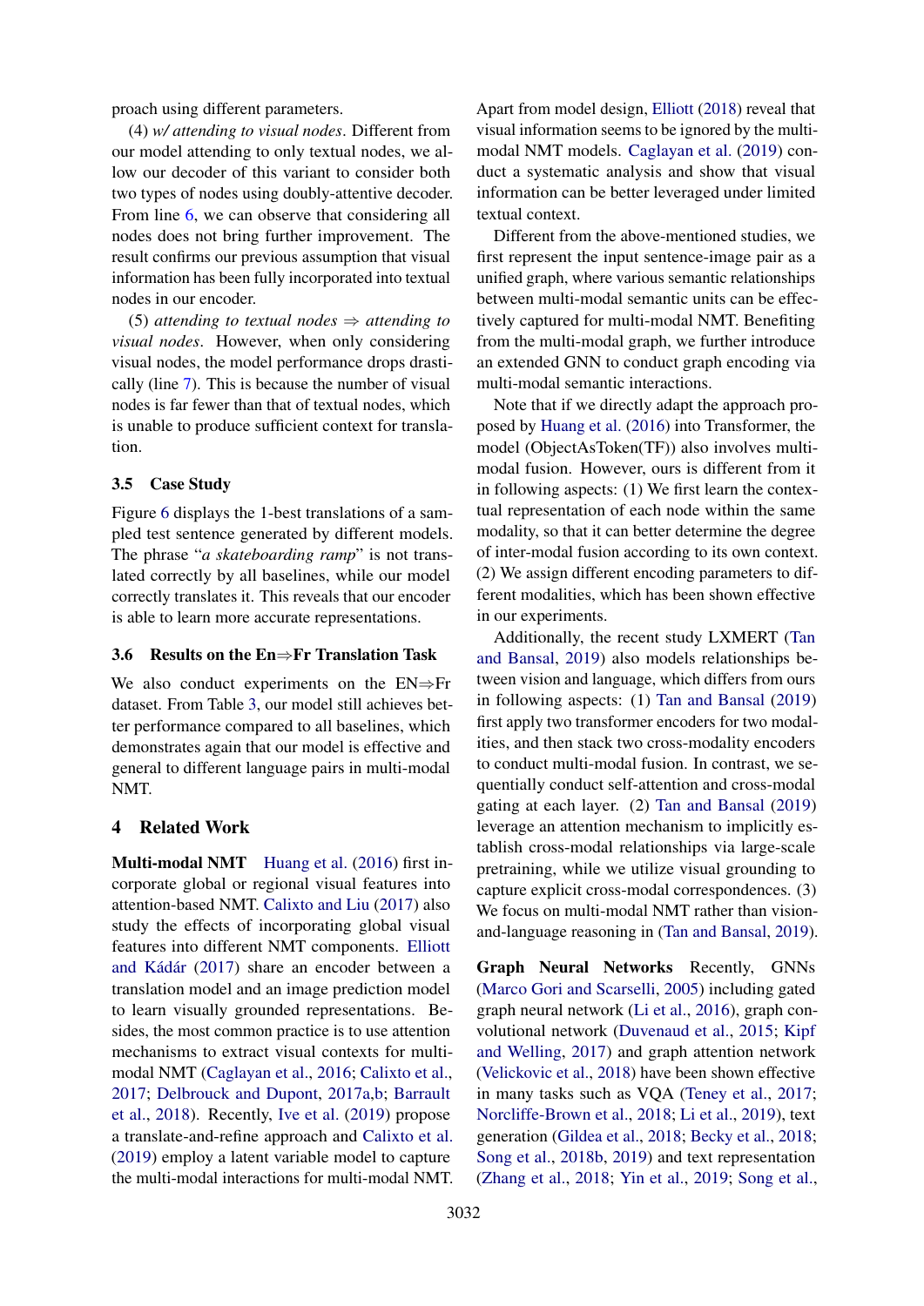proach using different parameters.

(4) *w/ attending to visual nodes*. Different from our model attending to only textual nodes, we allow our decoder of this variant to consider both two types of nodes using doubly-attentive decoder. From line 6, we can observe that considering all nodes does not bring further improvement. The result confirms our previous assumption that visual information has been fully incorporated into textual nodes in our encoder.

(5) *attending to textual nodes ⇒ attending to visual nodes*. However, when only considering visual nodes, the model performance drops drastically (line 7). This is because the number of visual nodes is far fewer than that of textual nodes, which is unable to produce sufficient context for translation.

### 3.5 Case Study

Figure 6 displays the 1-best translations of a sampled test sentence generated by different models. The phrase "*a skateboarding ramp*" is not translated correctly by all baselines, while our model correctly translates it. This reveals that our encoder is able to learn more accurate representations.

### 3.6 Results on the En⇒Fr Translation Task

We also conduct experiments on the EN⇒Fr dataset. From Table 3, our model still achieves better performance compared to all baselines, which demonstrates again that our model is effective and general to different language pairs in multi-modal NMT.

## 4 Related Work

**Multi-modal NMT** Huang et al. (2016) first incorporate global or regional visual features into attention-based NMT. Calixto and Liu (2017) also study the effects of incorporating global visual features into different NMT components. Elliott and Kádár (2017) share an encoder between a translation model and an image prediction model to learn visually grounded representations. Besides, the most common practice is to use attention mechanisms to extract visual contexts for multi-modal NMT (Caglayan et al., 2016; Calixto et al., 2017; Delbrouck and Dupont, 2017a,b; Barrault et al., 2018). Recently, Ive et al. (2019) propose a translate-and-refine approach and Calixto et al. (2019) employ a latent variable model to capture the multi-modal interactions for multi-modal NMT. Apart from model design, Elliott (2018) reveal that visual information seems to be ignored by the multi-modal NMT models. Caglayan et al. (2019) conduct a systematic analysis and show that visual information can be better leveraged under limited textual context.

Different from the above-mentioned studies, we first represent the input sentence-image pair as a unified graph, where various semantic relationships between multi-modal semantic units can be effectively captured for multi-modal NMT. Benefiting from the multi-modal graph, we further introduce an extended GNN to conduct graph encoding via multi-modal semantic interactions.

Note that if we directly adapt the approach proposed by Huang et al. (2016) into Transformer, the model (ObjectAsToken(TF)) also involves multi-modal fusion. However, ours is different from it in following aspects: (1) We first learn the contextual representation of each node within the same modality, so that it can better determine the degree of inter-modal fusion according to its own context. (2) We assign different encoding parameters to different modalities, which has been shown effective in our experiments.

Additionally, the recent study LXMERT (Tan and Bansal, 2019) also models relationships between vision and language, which differs from ours in following aspects: (1) Tan and Bansal (2019) first apply two transformer encoders for two modalities, and then stack two cross-modality encoders to conduct multi-modal fusion. In contrast, we sequentially conduct self-attention and cross-modal gating at each layer. (2) Tan and Bansal (2019) leverage an attention mechanism to implicitly establish cross-modal relationships via large-scale pretraining, while we utilize visual grounding to capture explicit cross-modal correspondences. (3) We focus on multi-modal NMT rather than vision-and-language reasoning in (Tan and Bansal, 2019).

**Graph Neural Networks** Recently, GNNs (Marco Gori and Scarselli, 2005) including gated graph neural network (Li et al., 2016), graph convolutional network (Duvenaud et al., 2015; Kipf and Welling, 2017) and graph attention network (Velickovic et al., 2018) have been shown effective in many tasks such as VQA (Teney et al., 2017; Norcliffe-Brown et al., 2018; Li et al., 2019), text generation (Gildea et al., 2018; Becky et al., 2018; Song et al., 2018b, 2019) and text representation (Zhang et al., 2018; Yin et al., 2019; Song et al.,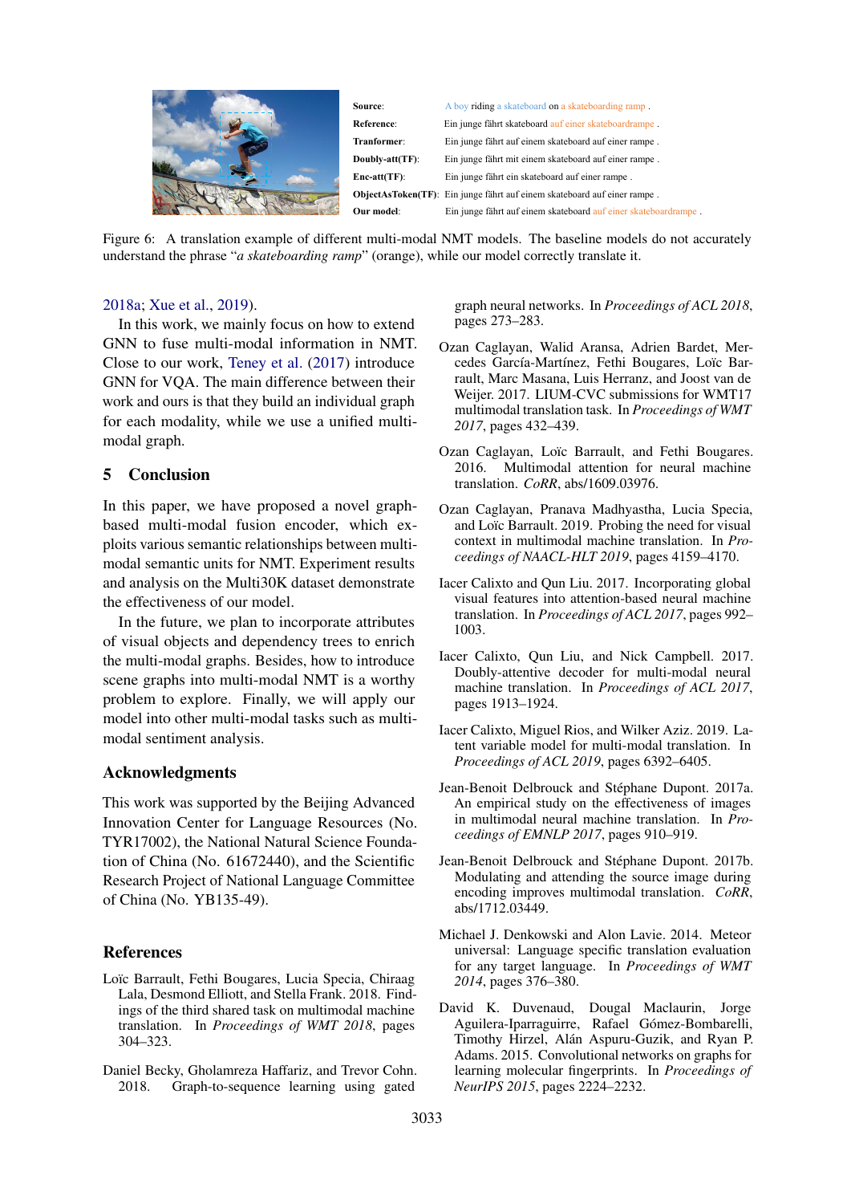| | |
|---|---|
| **Source**: | A boy riding a skateboard on a skateboarding ramp . |
| **Reference**: | Ein junge fährt skateboard auf einer skateboardrampe . |
| **Tranformer**: | Ein junge fährt auf einem skateboard auf einer rampe . |
| **Doubly-att(TF)**: | Ein junge fährt mit einem skateboard auf einer rampe . |
| **Enc-att(TF)**: | Ein junge fährt ein skateboard auf einer rampe . |
| **ObjectAsToken(TF)**: | Ein junge fährt auf einem skateboard auf einer rampe . |
| **Our model**: | Ein junge fährt auf einem skateboard auf einer skateboardrampe . |

Figure 6: A translation example of different multi-modal NMT models. The baseline models do not accurately understand the phrase "*a skateboarding ramp*" (orange), while our model correctly translate it.

2018a; Xue et al., 2019).

In this work, we mainly focus on how to extend GNN to fuse multi-modal information in NMT. Close to our work, Teney et al. (2017) introduce GNN for VQA. The main difference between their work and ours is that they build an individual graph for each modality, while we use a unified multi-modal graph.

## 5 Conclusion

In this paper, we have proposed a novel graph-based multi-modal fusion encoder, which exploits various semantic relationships between multi-modal semantic units for NMT. Experiment results and analysis on the Multi30K dataset demonstrate the effectiveness of our model.

In the future, we plan to incorporate attributes of visual objects and dependency trees to enrich the multi-modal graphs. Besides, how to introduce scene graphs into multi-modal NMT is a worthy problem to explore. Finally, we will apply our model into other multi-modal tasks such as multi-modal sentiment analysis.

## Acknowledgments

This work was supported by the Beijing Advanced Innovation Center for Language Resources (No. TYR17002), the National Natural Science Foundation of China (No. 61672440), and the Scientific Research Project of National Language Committee of China (No. YB135-49).

## References

Loïc Barrault, Fethi Bougares, Lucia Specia, Chiraag Lala, Desmond Elliott, and Stella Frank. 2018. Findings of the third shared task on multimodal machine translation. In *Proceedings of WMT 2018*, pages 304–323.

Daniel Becky, Gholamreza Haffariz, and Trevor Cohn. 2018. Graph-to-sequence learning using gated graph neural networks. In *Proceedings of ACL 2018*, pages 273–283.

Ozan Caglayan, Walid Aransa, Adrien Bardet, Mercedes García-Martínez, Fethi Bougares, Loïc Barrault, Marc Masana, Luis Herranz, and Joost van de Weijer. 2017. LIUM-CVC submissions for WMT17 multimodal translation task. In *Proceedings of WMT 2017*, pages 432–439.

Ozan Caglayan, Loïc Barrault, and Fethi Bougares. 2016. Multimodal attention for neural machine translation. *CoRR*, abs/1609.03976.

Ozan Caglayan, Pranava Madhyastha, Lucia Specia, and Loïc Barrault. 2019. Probing the need for visual context in multimodal machine translation. In *Proceedings of NAACL-HLT 2019*, pages 4159–4170.

Iacer Calixto and Qun Liu. 2017. Incorporating global visual features into attention-based neural machine translation. In *Proceedings of ACL 2017*, pages 992–1003.

Iacer Calixto, Qun Liu, and Nick Campbell. 2017. Doubly-attentive decoder for multi-modal neural machine translation. In *Proceedings of ACL 2017*, pages 1913–1924.

Iacer Calixto, Miguel Rios, and Wilker Aziz. 2019. Latent variable model for multi-modal translation. In *Proceedings of ACL 2019*, pages 6392–6405.

Jean-Benoit Delbrouck and Stéphane Dupont. 2017a. An empirical study on the effectiveness of images in multimodal neural machine translation. In *Proceedings of EMNLP 2017*, pages 910–919.

Jean-Benoit Delbrouck and Stéphane Dupont. 2017b. Modulating and attending the source image during encoding improves multimodal translation. *CoRR*, abs/1712.03449.

Michael J. Denkowski and Alon Lavie. 2014. Meteor universal: Language specific translation evaluation for any target language. In *Proceedings of WMT 2014*, pages 376–380.

David K. Duvenaud, Dougal Maclaurin, Jorge Aguilera-Iparraguirre, Rafael Gómez-Bombarelli, Timothy Hirzel, Alán Aspuru-Guzik, and Ryan P. Adams. 2015. Convolutional networks on graphs for learning molecular fingerprints. In *Proceedings of NeurIPS 2015*, pages 2224–2232.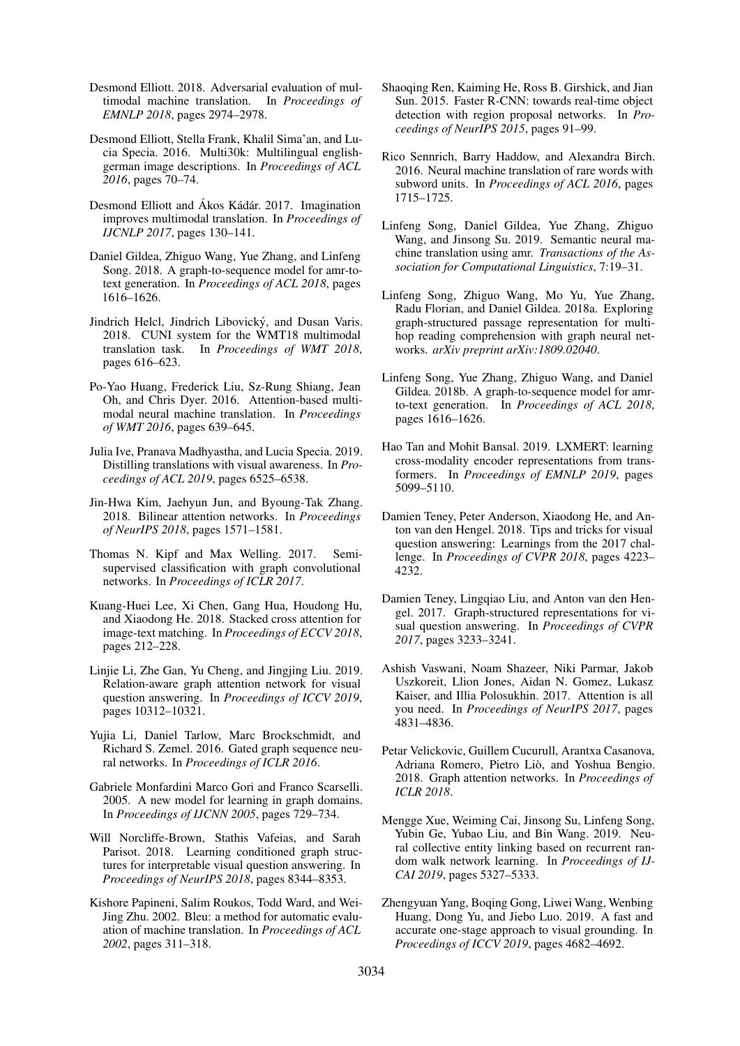Desmond Elliott. 2018. Adversarial evaluation of multimodal machine translation. In *Proceedings of EMNLP 2018*, pages 2974–2978.

Desmond Elliott, Stella Frank, Khalil Sima'an, and Lucia Specia. 2016. Multi30k: Multilingual english-german image descriptions. In *Proceedings of ACL 2016*, pages 70–74.

Desmond Elliott and Ákos Kádár. 2017. Imagination improves multimodal translation. In *Proceedings of IJCNLP 2017*, pages 130–141.

Daniel Gildea, Zhiguo Wang, Yue Zhang, and Linfeng Song. 2018. A graph-to-sequence model for amr-to-text generation. In *Proceedings of ACL 2018*, pages 1616–1626.

Jindrich Helcl, Jindrich Libovický, and Dusan Varis. 2018. CUNI system for the WMT18 multimodal translation task. In *Proceedings of WMT 2018*, pages 616–623.

Po-Yao Huang, Frederick Liu, Sz-Rung Shiang, Jean Oh, and Chris Dyer. 2016. Attention-based multimodal neural machine translation. In *Proceedings of WMT 2016*, pages 639–645.

Julia Ive, Pranava Madhyastha, and Lucia Specia. 2019. Distilling translations with visual awareness. In *Proceedings of ACL 2019*, pages 6525–6538.

Jin-Hwa Kim, Jaehyun Jun, and Byoung-Tak Zhang. 2018. Bilinear attention networks. In *Proceedings of NeurIPS 2018*, pages 1571–1581.

Thomas N. Kipf and Max Welling. 2017. Semi-supervised classification with graph convolutional networks. In *Proceedings of ICLR 2017*.

Kuang-Huei Lee, Xi Chen, Gang Hua, Houdong Hu, and Xiaodong He. 2018. Stacked cross attention for image-text matching. In *Proceedings of ECCV 2018*, pages 212–228.

Linjie Li, Zhe Gan, Yu Cheng, and Jingjing Liu. 2019. Relation-aware graph attention network for visual question answering. In *Proceedings of ICCV 2019*, pages 10312–10321.

Yujia Li, Daniel Tarlow, Marc Brockschmidt, and Richard S. Zemel. 2016. Gated graph sequence neural networks. In *Proceedings of ICLR 2016*.

Gabriele Monfardini Marco Gori and Franco Scarselli. 2005. A new model for learning in graph domains. In *Proceedings of IJCNN 2005*, pages 729–734.

Will Norcliffe-Brown, Stathis Vafeias, and Sarah Parisot. 2018. Learning conditioned graph structures for interpretable visual question answering. In *Proceedings of NeurIPS 2018*, pages 8344–8353.

Kishore Papineni, Salim Roukos, Todd Ward, and Wei-Jing Zhu. 2002. Bleu: a method for automatic evaluation of machine translation. In *Proceedings of ACL 2002*, pages 311–318.

Shaoqing Ren, Kaiming He, Ross B. Girshick, and Jian Sun. 2015. Faster R-CNN: towards real-time object detection with region proposal networks. In *Proceedings of NeurIPS 2015*, pages 91–99.

Rico Sennrich, Barry Haddow, and Alexandra Birch. 2016. Neural machine translation of rare words with subword units. In *Proceedings of ACL 2016*, pages 1715–1725.

Linfeng Song, Daniel Gildea, Yue Zhang, Zhiguo Wang, and Jinsong Su. 2019. Semantic neural machine translation using amr. *Transactions of the Association for Computational Linguistics*, 7:19–31.

Linfeng Song, Zhiguo Wang, Mo Yu, Yue Zhang, Radu Florian, and Daniel Gildea. 2018a. Exploring graph-structured passage representation for multi-hop reading comprehension with graph neural networks. *arXiv preprint arXiv:1809.02040*.

Linfeng Song, Yue Zhang, Zhiguo Wang, and Daniel Gildea. 2018b. A graph-to-sequence model for amr-to-text generation. In *Proceedings of ACL 2018*, pages 1616–1626.

Hao Tan and Mohit Bansal. 2019. LXMERT: learning cross-modality encoder representations from transformers. In *Proceedings of EMNLP 2019*, pages 5099–5110.

Damien Teney, Peter Anderson, Xiaodong He, and Anton van den Hengel. 2018. Tips and tricks for visual question answering: Learnings from the 2017 challenge. In *Proceedings of CVPR 2018*, pages 4223–4232.

Damien Teney, Lingqiao Liu, and Anton van den Hengel. 2017. Graph-structured representations for visual question answering. In *Proceedings of CVPR 2017*, pages 3233–3241.

Ashish Vaswani, Noam Shazeer, Niki Parmar, Jakob Uszkoreit, Llion Jones, Aidan N. Gomez, Lukasz Kaiser, and Illia Polosukhin. 2017. Attention is all you need. In *Proceedings of NeurIPS 2017*, pages 4831–4836.

Petar Velickovic, Guillem Cucurull, Arantxa Casanova, Adriana Romero, Pietro Liò, and Yoshua Bengio. 2018. Graph attention networks. In *Proceedings of ICLR 2018*.

Mengge Xue, Weiming Cai, Jinsong Su, Linfeng Song, Yubin Ge, Yubao Liu, and Bin Wang. 2019. Neural collective entity linking based on recurrent random walk network learning. In *Proceedings of IJCAI 2019*, pages 5327–5333.

Zhengyuan Yang, Boqing Gong, Liwei Wang, Wenbing Huang, Dong Yu, and Jiebo Luo. 2019. A fast and accurate one-stage approach to visual grounding. In *Proceedings of ICCV 2019*, pages 4682–4692.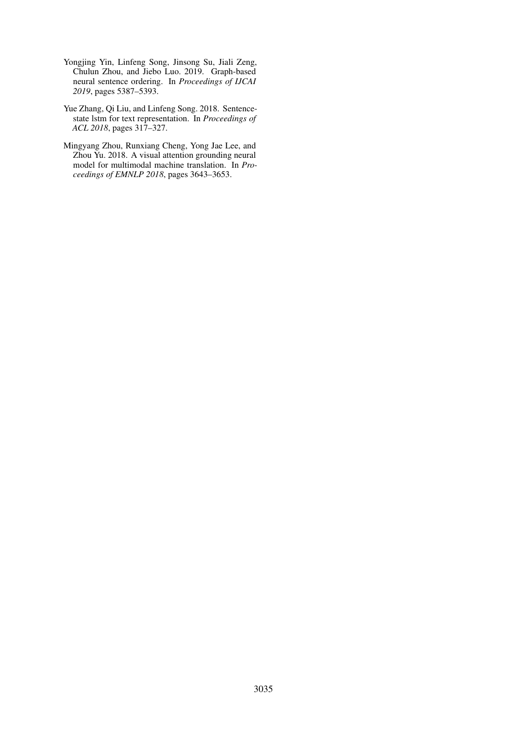Yongjing Yin, Linfeng Song, Jinsong Su, Jiali Zeng, Chulun Zhou, and Jiebo Luo. 2019. Graph-based neural sentence ordering. In *Proceedings of IJCAI 2019*, pages 5387–5393.

Yue Zhang, Qi Liu, and Linfeng Song. 2018. Sentence-state lstm for text representation. In *Proceedings of ACL 2018*, pages 317–327.

Mingyang Zhou, Runxiang Cheng, Yong Jae Lee, and Zhou Yu. 2018. A visual attention grounding neural model for multimodal machine translation. In *Proceedings of EMNLP 2018*, pages 3643–3653.